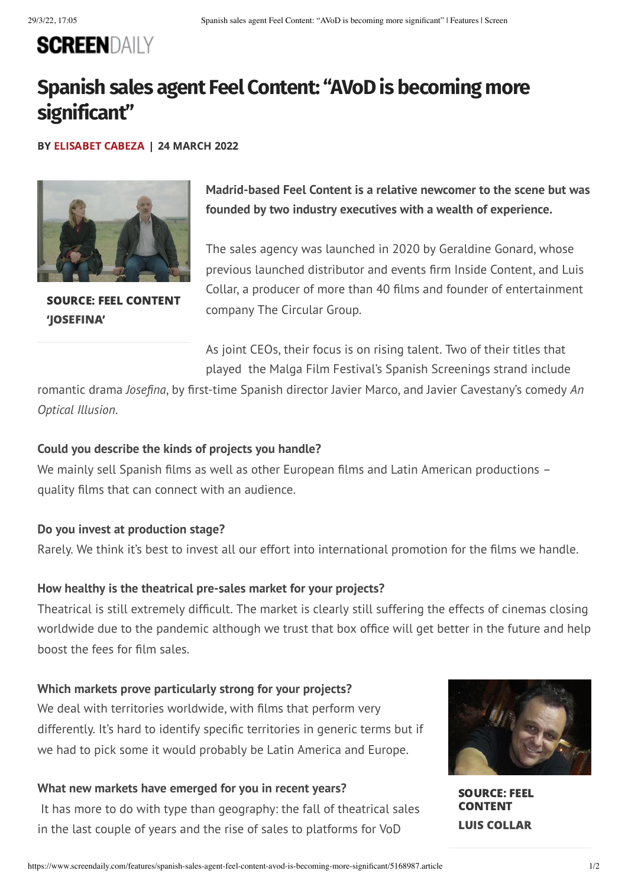SCREENDAILY

# Spanish sales agent Feel Content: "AVoD is becoming more significant"

**BY ELISABET CABEZA | 24 MARCH 2022**

**SOURCE: FEEL CONTENT**
**'JOSEFINA'**

**Madrid-based Feel Content is a relative newcomer to the scene but was founded by two industry executives with a wealth of experience.**

The sales agency was launched in 2020 by Geraldine Gonard, whose previous launched distributor and events firm Inside Content, and Luis Collar, a producer of more than 40 films and founder of entertainment company The Circular Group.

As joint CEOs, their focus is on rising talent. Two of their titles that played the Malga Film Festival's Spanish Screenings strand include romantic drama *Josefina*, by first-time Spanish director Javier Marco, and Javier Cavestany's comedy *An Optical Illusion*.

**Could you describe the kinds of projects you handle?**
We mainly sell Spanish films as well as other European films and Latin American productions – quality films that can connect with an audience.

**Do you invest at production stage?**
Rarely. We think it's best to invest all our effort into international promotion for the films we handle.

**How healthy is the theatrical pre-sales market for your projects?**
Theatrical is still extremely difficult. The market is clearly still suffering the effects of cinemas closing worldwide due to the pandemic although we trust that box office will get better in the future and help boost the fees for film sales.

**Which markets prove particularly strong for your projects?**
We deal with territories worldwide, with films that perform very differently. It's hard to identify specific territories in generic terms but if we had to pick some it would probably be Latin America and Europe.

**SOURCE: FEEL CONTENT**
**LUIS COLLAR**

**What new markets have emerged for you in recent years?**
It has more to do with type than geography: the fall of theatrical sales in the last couple of years and the rise of sales to platforms for VoD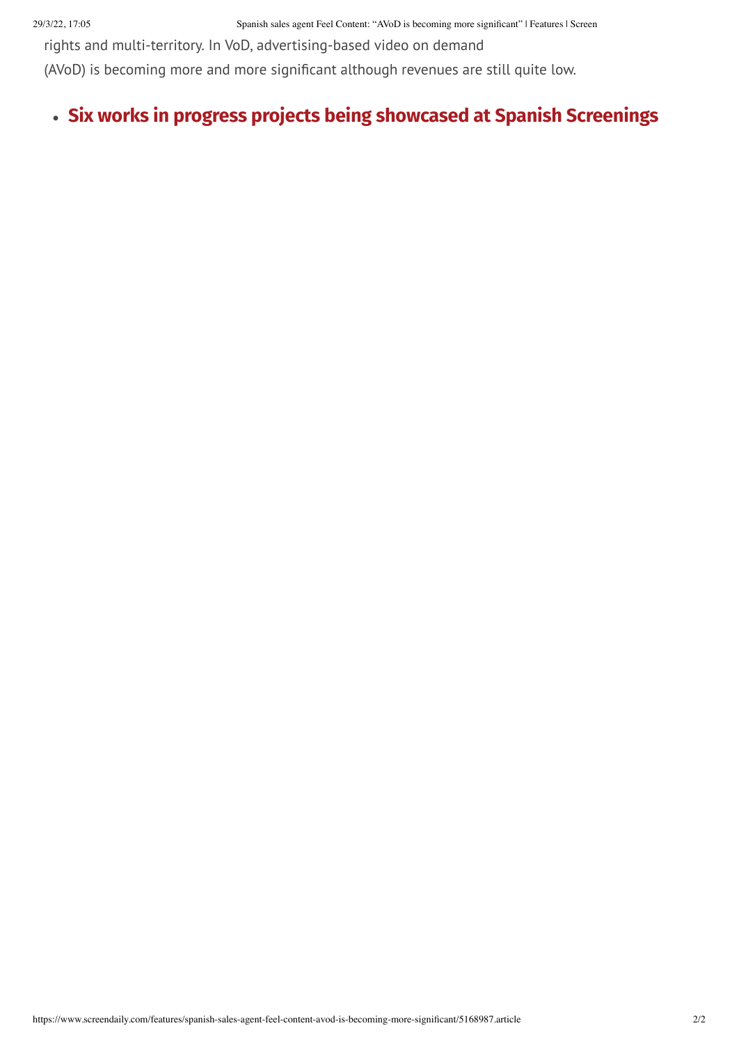rights and multi-territory. In VoD, advertising-based video on demand (AVoD) is becoming more and more significant although revenues are still quite low.

- **Six works in progress projects being showcased at Spanish Screenings**